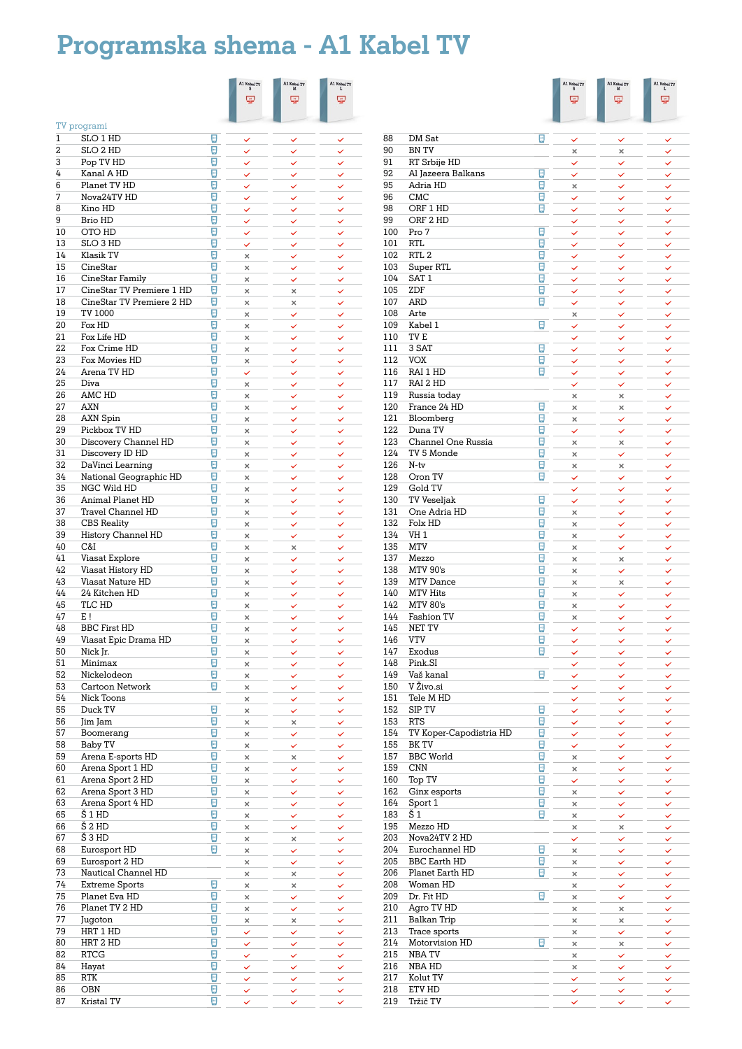# Programska shema - A1 Kabel TV

TV programi

| # | Program | A1 Kabel TV S | A1 Kabel TV M | A1 Kabel TV L |
|---|---|---|---|---|
| 1 | SLO 1 HD | ✓ | ✓ | ✓ |
| 2 | SLO 2 HD | ✓ | ✓ | ✓ |
| 3 | Pop TV HD | ✓ | ✓ | ✓ |
| 4 | Kanal A HD | ✓ | ✓ | ✓ |
| 6 | Planet TV HD | ✓ | ✓ | ✓ |
| 7 | Nova24TV HD | ✓ | ✓ | ✓ |
| 8 | Kino HD | ✓ | ✓ | ✓ |
| 9 | Brio HD | ✓ | ✓ | ✓ |
| 10 | OTO HD | ✓ | ✓ | ✓ |
| 13 | SLO 3 HD | ✓ | ✓ | ✓ |
| 14 | Klasik TV | × | ✓ | ✓ |
| 15 | CineStar | × | ✓ | ✓ |
| 16 | CineStar Family | × | ✓ | ✓ |
| 17 | CineStar TV Premiere 1 HD | × | × | ✓ |
| 18 | CineStar TV Premiere 2 HD | × | × | ✓ |
| 19 | TV 1000 | × | ✓ | ✓ |
| 20 | Fox HD | × | ✓ | ✓ |
| 21 | Fox Life HD | × | ✓ | ✓ |
| 22 | Fox Crime HD | × | ✓ | ✓ |
| 23 | Fox Movies HD | × | ✓ | ✓ |
| 24 | Arena TV HD | ✓ | ✓ | ✓ |
| 25 | Diva | × | ✓ | ✓ |
| 26 | AMC HD | × | ✓ | ✓ |
| 27 | AXN | × | ✓ | ✓ |
| 28 | AXN Spin | × | ✓ | ✓ |
| 29 | Pickbox TV HD | × | ✓ | ✓ |
| 30 | Discovery Channel HD | × | ✓ | ✓ |
| 31 | Discovery ID HD | × | ✓ | ✓ |
| 32 | DaVinci Learning | × | ✓ | ✓ |
| 34 | National Geographic HD | × | ✓ | ✓ |
| 35 | NGC Wild HD | × | ✓ | ✓ |
| 36 | Animal Planet HD | × | ✓ | ✓ |
| 37 | Travel Channel HD | × | ✓ | ✓ |
| 38 | CBS Reality | × | ✓ | ✓ |
| 39 | History Channel HD | × | ✓ | ✓ |
| 40 | C&I | × | × | ✓ |
| 41 | Viasat Explore | × | ✓ | ✓ |
| 42 | Viasat History HD | × | ✓ | ✓ |
| 43 | Viasat Nature HD | × | ✓ | ✓ |
| 44 | 24 Kitchen HD | × | ✓ | ✓ |
| 45 | TLC HD | × | ✓ | ✓ |
| 47 | E ! | × | ✓ | ✓ |
| 48 | BBC First HD | × | ✓ | ✓ |
| 49 | Viasat Epic Drama HD | × | ✓ | ✓ |
| 50 | Nick Jr. | × | ✓ | ✓ |
| 51 | Minimax | × | ✓ | ✓ |
| 52 | Nickelodeon | × | ✓ | ✓ |
| 53 | Cartoon Network | × | ✓ | ✓ |
| 54 | Nick Toons | × | ✓ | ✓ |
| 55 | Duck TV | × | ✓ | ✓ |
| 56 | Jim Jam | × | × | ✓ |
| 57 | Boomerang | × | ✓ | ✓ |
| 58 | Baby TV | × | ✓ | ✓ |
| 59 | Arena E-sports HD | × | × | ✓ |
| 60 | Arena Sport 1 HD | × | ✓ | ✓ |
| 61 | Arena Sport 2 HD | × | ✓ | ✓ |
| 62 | Arena Sport 3 HD | × | ✓ | ✓ |
| 63 | Arena Sport 4 HD | × | ✓ | ✓ |
| 65 | Š 1 HD | × | ✓ | ✓ |
| 66 | Š 2 HD | × | ✓ | ✓ |
| 67 | Š 3 HD | × | × | ✓ |
| 68 | Eurosport HD | × | ✓ | ✓ |
| 69 | Eurosport 2 HD | × | ✓ | ✓ |
| 73 | Nautical Channel HD | × | × | ✓ |
| 74 | Extreme Sports | × | × | ✓ |
| 75 | Planet Eva HD | × | ✓ | ✓ |
| 76 | Planet TV 2 HD | × | ✓ | ✓ |
| 77 | Jugoton | × | × | ✓ |
| 79 | HRT 1 HD | ✓ | ✓ | ✓ |
| 80 | HRT 2 HD | ✓ | ✓ | ✓ |
| 82 | RTCG | ✓ | ✓ | ✓ |
| 84 | Hayat | ✓ | ✓ | ✓ |
| 85 | RTK | ✓ | ✓ | ✓ |
| 86 | OBN | ✓ | ✓ | ✓ |
| 87 | Kristal TV | ✓ | ✓ | ✓ |
| 88 | DM Sat | ✓ | ✓ | ✓ |
| 90 | BN TV | × | × | ✓ |
| 91 | RT Srbije HD | ✓ | ✓ | ✓ |
| 92 | Al Jazeera Balkans | ✓ | ✓ | ✓ |
| 95 | Adria HD | × | ✓ | ✓ |
| 96 | CMC | ✓ | ✓ | ✓ |
| 98 | ORF 1 HD | ✓ | ✓ | ✓ |
| 99 | ORF 2 HD | ✓ | ✓ | ✓ |
| 100 | Pro 7 | ✓ | ✓ | ✓ |
| 101 | RTL | ✓ | ✓ | ✓ |
| 102 | RTL 2 | ✓ | ✓ | ✓ |
| 103 | Super RTL | ✓ | ✓ | ✓ |
| 104 | SAT 1 | ✓ | ✓ | ✓ |
| 105 | ZDF | ✓ | ✓ | ✓ |
| 107 | ARD | ✓ | ✓ | ✓ |
| 108 | Arte | × | ✓ | ✓ |
| 109 | Kabel 1 | ✓ | ✓ | ✓ |
| 110 | TV E | ✓ | ✓ | ✓ |
| 111 | 3 SAT | ✓ | ✓ | ✓ |
| 112 | VOX | ✓ | ✓ | ✓ |
| 116 | RAI 1 HD | ✓ | ✓ | ✓ |
| 117 | RAI 2 HD | ✓ | ✓ | ✓ |
| 119 | Russia today | × | × | ✓ |
| 120 | France 24 HD | × | × | ✓ |
| 121 | Bloomberg | × | ✓ | ✓ |
| 122 | Duna TV | ✓ | ✓ | ✓ |
| 123 | Channel One Russia | × | × | ✓ |
| 124 | TV 5 Monde | × | ✓ | ✓ |
| 126 | N-tv | × | × | ✓ |
| 128 | Oron TV | ✓ | ✓ | ✓ |
| 129 | Gold TV | ✓ | ✓ | ✓ |
| 130 | TV Veseljak | ✓ | ✓ | ✓ |
| 131 | One Adria HD | × | ✓ | ✓ |
| 132 | Folx HD | × | ✓ | ✓ |
| 134 | VH 1 | × | ✓ | ✓ |
| 135 | MTV | × | ✓ | ✓ |
| 137 | Mezzo | × | × | ✓ |
| 138 | MTV 90's | × | ✓ | ✓ |
| 139 | MTV Dance | × | × | ✓ |
| 140 | MTV Hits | × | ✓ | ✓ |
| 142 | MTV 80's | × | ✓ | ✓ |
| 144 | Fashion TV | × | ✓ | ✓ |
| 145 | NET TV | ✓ | ✓ | ✓ |
| 146 | VTV | ✓ | ✓ | ✓ |
| 147 | Exodus | ✓ | ✓ | ✓ |
| 148 | Pink.SI | ✓ | ✓ | ✓ |
| 149 | Vaš kanal | ✓ | ✓ | ✓ |
| 150 | V Živo.si | ✓ | ✓ | ✓ |
| 151 | Tele M HD | ✓ | ✓ | ✓ |
| 152 | SIP TV | ✓ | ✓ | ✓ |
| 153 | RTS | ✓ | ✓ | ✓ |
| 154 | TV Koper-Capodistria HD | ✓ | ✓ | ✓ |
| 155 | BK TV | ✓ | ✓ | ✓ |
| 157 | BBC World | × | ✓ | ✓ |
| 159 | CNN | × | ✓ | ✓ |
| 160 | Top TV | ✓ | ✓ | ✓ |
| 162 | Ginx esports | × | ✓ | ✓ |
| 164 | Sport 1 | × | ✓ | ✓ |
| 183 | Š 1 | × | ✓ | ✓ |
| 195 | Mezzo HD | × | × | ✓ |
| 203 | Nova24TV 2 HD | ✓ | ✓ | ✓ |
| 204 | Eurochannel HD | × | ✓ | ✓ |
| 205 | BBC Earth HD | × | ✓ | ✓ |
| 206 | Planet Earth HD | × | ✓ | ✓ |
| 208 | Woman HD | × | ✓ | ✓ |
| 209 | Dr. Fit HD | × | ✓ | ✓ |
| 210 | Agro TV HD | × | × | ✓ |
| 211 | Balkan Trip | × | × | ✓ |
| 213 | Trace sports | × | ✓ | ✓ |
| 214 | Motorvision HD | × | × | ✓ |
| 215 | NBA TV | × | ✓ | ✓ |
| 216 | NBA HD | × | ✓ | ✓ |
| 217 | Kolut TV | ✓ | ✓ | ✓ |
| 218 | ETV HD | ✓ | ✓ | ✓ |
| 219 | Tržič TV | ✓ | ✓ | ✓ |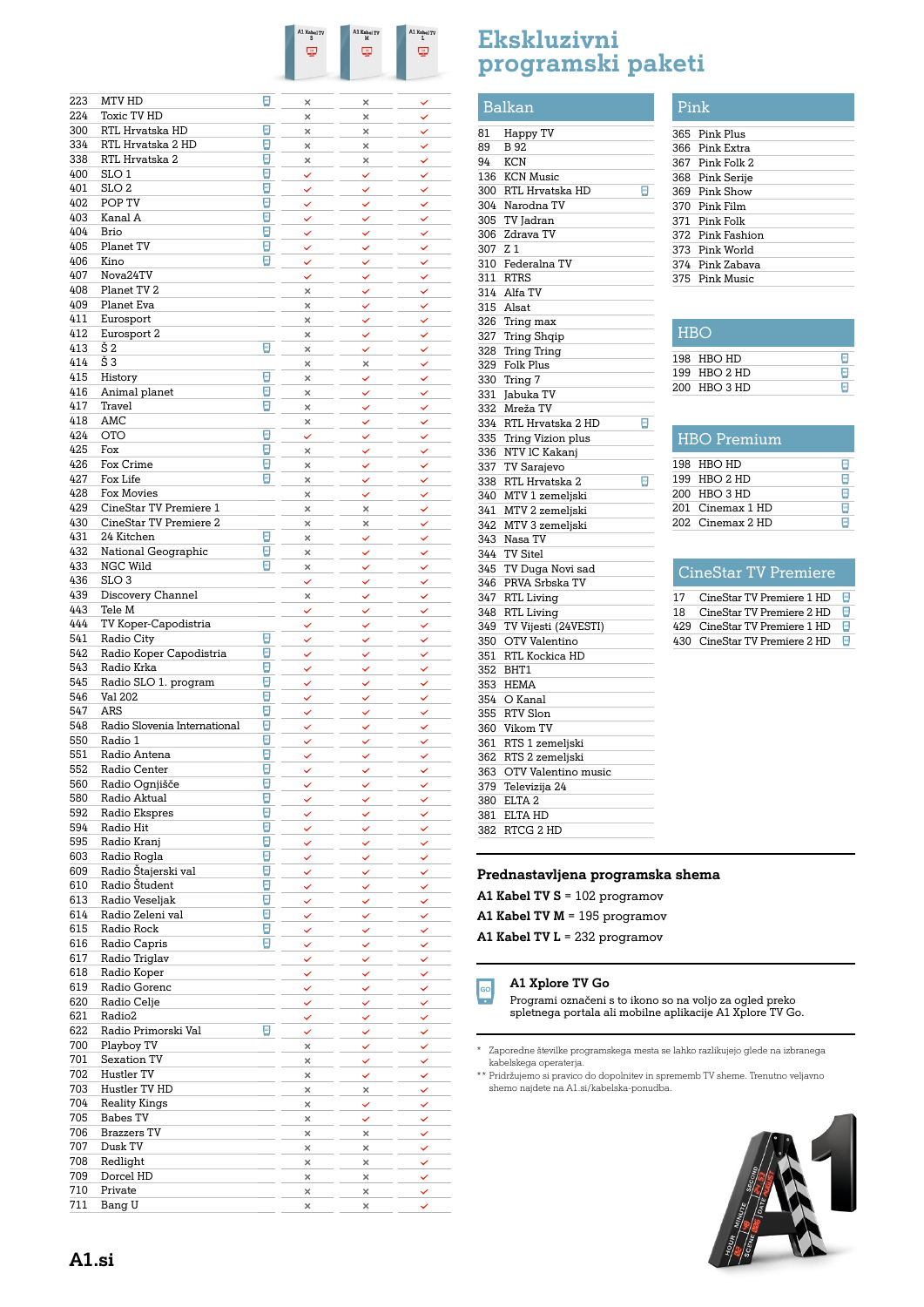| | | Go | A1 Kabel TV S | A1 Kabel TV M | A1 Kabel TV L |
|---|---|---|---|---|---|
| 223 | MTV HD | Go | × | × | ✓ |
| 224 | Toxic TV HD | | × | × | ✓ |
| 300 | RTL Hrvatska HD | Go | × | × | ✓ |
| 334 | RTL Hrvatska 2 HD | Go | × | × | ✓ |
| 338 | RTL Hrvatska 2 | Go | × | × | ✓ |
| 400 | SLO 1 | Go | ✓ | ✓ | ✓ |
| 401 | SLO 2 | Go | ✓ | ✓ | ✓ |
| 402 | POP TV | Go | ✓ | ✓ | ✓ |
| 403 | Kanal A | Go | ✓ | ✓ | ✓ |
| 404 | Brio | Go | ✓ | ✓ | ✓ |
| 405 | Planet TV | Go | ✓ | ✓ | ✓ |
| 406 | Kino | Go | ✓ | ✓ | ✓ |
| 407 | Nova24TV | | ✓ | ✓ | ✓ |
| 408 | Planet TV 2 | | × | ✓ | ✓ |
| 409 | Planet Eva | | × | ✓ | ✓ |
| 411 | Eurosport | | × | ✓ | ✓ |
| 412 | Eurosport 2 | | × | ✓ | ✓ |
| 413 | Š 2 | Go | × | ✓ | ✓ |
| 414 | Š 3 | | × | × | ✓ |
| 415 | History | Go | × | ✓ | ✓ |
| 416 | Animal planet | Go | × | ✓ | ✓ |
| 417 | Travel | Go | × | ✓ | ✓ |
| 418 | AMC | | × | ✓ | ✓ |
| 424 | OTO | Go | ✓ | ✓ | ✓ |
| 425 | Fox | Go | ✓ | × | ✓ |
| 426 | Fox Crime | Go | × | ✓ | ✓ |
| 427 | Fox Life | Go | × | ✓ | ✓ |
| 428 | Fox Movies | | × | ✓ | ✓ |
| 429 | CineStar TV Premiere 1 | | × | × | ✓ |
| 430 | CineStar TV Premiere 2 | | × | × | ✓ |
| 431 | 24 Kitchen | Go | × | ✓ | ✓ |
| 432 | National Geographic | Go | × | ✓ | ✓ |
| 433 | NGC Wild | Go | × | ✓ | ✓ |
| 436 | SLO 3 | | ✓ | ✓ | ✓ |
| 439 | Discovery Channel | | × | ✓ | ✓ |
| 443 | Tele M | | ✓ | ✓ | ✓ |
| 444 | TV Koper-Capodistria | | ✓ | ✓ | ✓ |
| 541 | Radio City | Go | ✓ | ✓ | ✓ |
| 542 | Radio Koper Capodistria | Go | ✓ | ✓ | ✓ |
| 543 | Radio Krka | Go | ✓ | ✓ | ✓ |
| 545 | Radio SLO 1. program | Go | ✓ | ✓ | ✓ |
| 546 | Val 202 | Go | ✓ | ✓ | ✓ |
| 547 | ARS | Go | ✓ | ✓ | ✓ |
| 548 | Radio Slovenia International | Go | ✓ | ✓ | ✓ |
| 550 | Radio 1 | Go | ✓ | ✓ | ✓ |
| 551 | Radio Antena | Go | ✓ | ✓ | ✓ |
| 552 | Radio Center | Go | ✓ | ✓ | ✓ |
| 560 | Radio Ognjišče | Go | ✓ | ✓ | ✓ |
| 580 | Radio Aktual | Go | ✓ | ✓ | ✓ |
| 592 | Radio Ekspres | Go | ✓ | ✓ | ✓ |
| 594 | Radio Hit | Go | ✓ | ✓ | ✓ |
| 595 | Radio Kranj | Go | ✓ | ✓ | ✓ |
| 603 | Radio Rogla | Go | ✓ | ✓ | ✓ |
| 609 | Radio Štajerski val | Go | ✓ | ✓ | ✓ |
| 610 | Radio Študent | Go | ✓ | ✓ | ✓ |
| 613 | Radio Veseljak | Go | ✓ | ✓ | ✓ |
| 614 | Radio Zeleni val | Go | ✓ | ✓ | ✓ |
| 615 | Radio Rock | Go | ✓ | ✓ | ✓ |
| 616 | Radio Capris | Go | ✓ | ✓ | ✓ |
| 617 | Radio Triglav | | ✓ | ✓ | ✓ |
| 618 | Radio Koper | | ✓ | ✓ | ✓ |
| 619 | Radio Gorenc | | ✓ | ✓ | ✓ |
| 620 | Radio Celje | | ✓ | ✓ | ✓ |
| 621 | Radio2 | | ✓ | ✓ | ✓ |
| 622 | Radio Primorski Val | Go | ✓ | ✓ | ✓ |
| 700 | Playboy TV | | × | ✓ | ✓ |
| 701 | Sexation TV | | × | ✓ | ✓ |
| 702 | Hustler TV | | × | ✓ | ✓ |
| 703 | Hustler TV HD | | × | × | ✓ |
| 704 | Reality Kings | | × | ✓ | ✓ |
| 705 | Babes TV | | × | ✓ | ✓ |
| 706 | Brazzers TV | | × | × | ✓ |
| 707 | Dusk TV | | × | ✓ | ✓ |
| 708 | Redlight | | × | × | ✓ |
| 709 | Dorcel HD | | × | ✓ | ✓ |
| 710 | Private | | × | × | ✓ |
| 711 | Bang U | | × | × | ✓ |

# Ekskluzivni programski paketi

## Balkan

| | | |
|---|---|---|
| 81 | Happy TV | |
| 89 | B 92 | |
| 94 | KCN | |
| 136 | KCN Music | |
| 300 | RTL Hrvatska HD | Go |
| 304 | Narodna TV | |
| 305 | TV Jadran | |
| 306 | Zdrava TV | |
| 307 | Z 1 | |
| 310 | Federalna TV | |
| 311 | RTRS | |
| 314 | Alfa TV | |
| 315 | Alsat | |
| 326 | Tring max | |
| 327 | Tring Shqip | |
| 328 | Tring Tring | |
| 329 | Folk Plus | |
| 330 | Tring 7 | |
| 331 | Jabuka TV | |
| 332 | Mreža TV | |
| 334 | RTL Hrvatska 2 HD | Go |
| 335 | Tring Vizion plus | |
| 336 | NTV IC Kakanj | |
| 337 | TV Sarajevo | |
| 338 | RTL Hrvatska 2 | Go |
| 340 | MTV 1 zemeljski | |
| 341 | MTV 2 zemeljski | |
| 342 | MTV 3 zemeljski | |
| 343 | Nasa TV | |
| 344 | TV Sitel | |
| 345 | TV Duga Novi sad | |
| 346 | PRVA Srbska TV | |
| 347 | RTL Living | |
| 348 | RTL Living | |
| 349 | TV Vijesti (24VESTI) | |
| 350 | OTV Valentino | |
| 351 | RTL Kockica HD | |
| 352 | BHT1 | |
| 353 | HEMA | |
| 354 | O Kanal | |
| 355 | RTV Slon | |
| 360 | Vikom TV | |
| 361 | RTS 1 zemeljski | |
| 362 | RTS 2 zemeljski | |
| 363 | OTV Valentino music | |
| 379 | Televizija 24 | |
| 380 | ELTA 2 | |
| 381 | ELTA HD | |
| 382 | RTCG 2 HD | |

## Pink

| | |
|---|---|
| 365 | Pink Plus |
| 366 | Pink Extra |
| 367 | Pink Folk 2 |
| 368 | Pink Serije |
| 369 | Pink Show |
| 370 | Pink Film |
| 371 | Pink Folk |
| 372 | Pink Fashion |
| 373 | Pink World |
| 374 | Pink Zabava |
| 375 | Pink Music |

## HBO

| | | |
|---|---|---|
| 198 | HBO HD | Go |
| 199 | HBO 2 HD | Go |
| 200 | HBO 3 HD | Go |

## HBO Premium

| | | |
|---|---|---|
| 198 | HBO HD | Go |
| 199 | HBO 2 HD | Go |
| 200 | HBO 3 HD | Go |
| 201 | Cinemax 1 HD | Go |
| 202 | Cinemax 2 HD | Go |

## CineStar TV Premiere

| | | |
|---|---|---|
| 17 | CineStar TV Premiere 1 HD | Go |
| 18 | CineStar TV Premiere 2 HD | Go |
| 429 | CineStar TV Premiere 1 HD | Go |
| 430 | CineStar TV Premiere 2 HD | Go |

### Prednastavljena programska shema

**A1 Kabel TV S** = 102 programov

**A1 Kabel TV M** = 195 programov

**A1 Kabel TV L** = 232 programov

### A1 Xplore TV Go

Programi označeni s to ikono so na voljo za ogled preko spletnega portala ali mobilne aplikacije A1 Xplore TV Go.

* Zaporedne številke programskega mesta se lahko razlikujejo glede na izbranega kabelskega operaterja.

** Pridržujemo si pravico do dopolnitev in sprememb TV sheme. Trenutno veljavno shemo najdete na A1.si/kabelska-ponudba.

A1.si